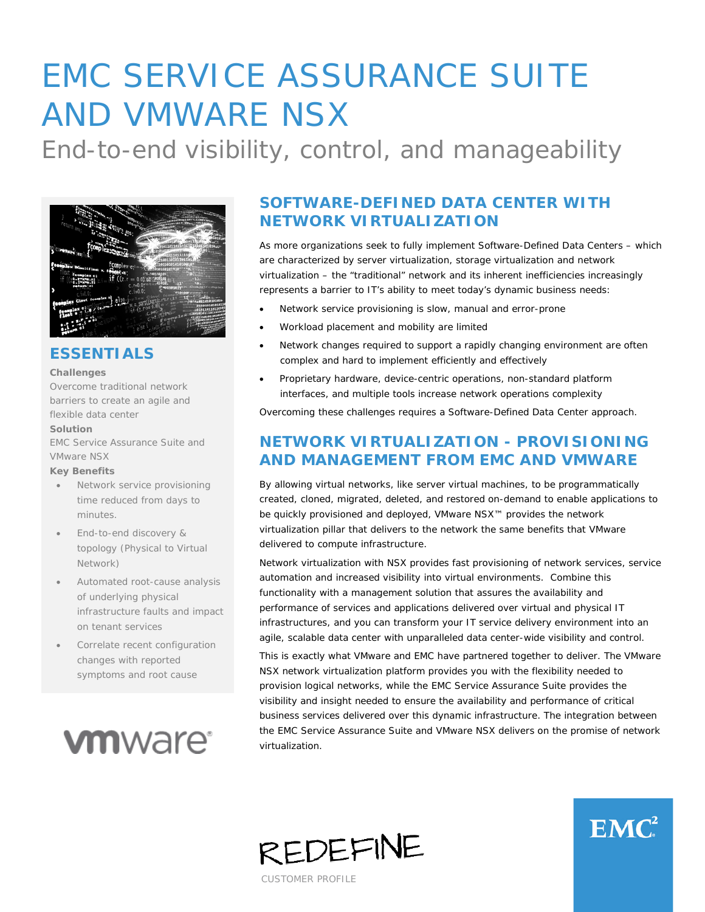# EMC SERVICE ASSURANCE SUITE AND VMWARE NSX

End-to-end visibility, control, and manageability

## ESSENTIALS

**Challenges**

Overcome traditional network barriers to create an agile and flexible data center

**Solution**

EMC Service Assurance Suite and VMware NSX

**Key Benefits**

- Network service provisioning time reduced from days to minutes.
- End-to-end discovery & topology (Physical to Virtual Network)
- Automated root-cause analysis of underlying physical infrastructure faults and impact on tenant services
- Correlate recent configuration changes with reported symptoms and root cause

## SOFTWARE-DEFINED DATA CENTER WITH NETWORK VIRTUALIZATION

As more organizations seek to fully implement Software-Defined Data Centers – which are characterized by server virtualization, storage virtualization and network virtualization – the "traditional" network and its inherent inefficiencies increasingly represents a barrier to IT's ability to meet today's dynamic business needs:

- Network service provisioning is slow, manual and error-prone
- Workload placement and mobility are limited
- Network changes required to support a rapidly changing environment are often complex and hard to implement efficiently and effectively
- Proprietary hardware, device-centric operations, non-standard platform interfaces, and multiple tools increase network operations complexity

Overcoming these challenges requires a Software-Defined Data Center approach.

## NETWORK VIRTUALIZATION - PROVISIONING AND MANAGEMENT FROM EMC AND VMWARE

By allowing virtual networks, like server virtual machines, to be programmatically created, cloned, migrated, deleted, and restored on-demand to enable applications to be quickly provisioned and deployed, VMware NSX™ provides the network virtualization pillar that delivers to the network the same benefits that VMware delivered to compute infrastructure.

Network virtualization with NSX provides fast provisioning of network services, service automation and increased visibility into virtual environments. Combine this functionality with a management solution that assures the availability and performance of services and applications delivered over virtual and physical IT infrastructures, and you can transform your IT service delivery environment into an agile, scalable data center with unparalleled data center-wide visibility and control.

This is exactly what VMware and EMC have partnered together to deliver. The VMware NSX network virtualization platform provides you with the flexibility needed to provision logical networks, while the EMC Service Assurance Suite provides the visibility and insight needed to ensure the availability and performance of critical business services delivered over this dynamic infrastructure. The integration between the EMC Service Assurance Suite and VMware NSX delivers on the promise of network virtualization.

REDEFINE

CUSTOMER PROFILE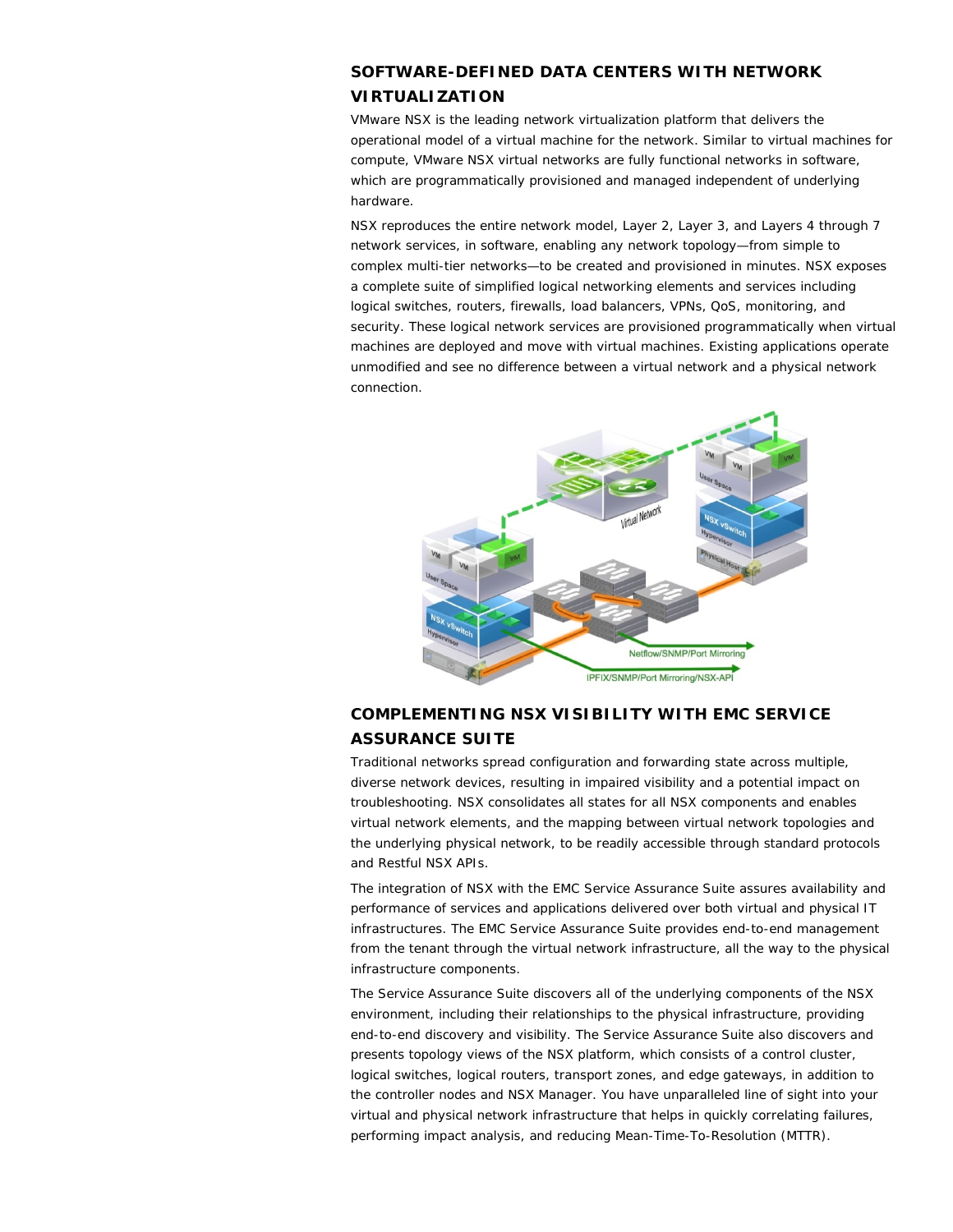## SOFTWARE-DEFINED DATA CENTERS WITH NETWORK VIRTUALIZATION

VMware NSX is the leading network virtualization platform that delivers the operational model of a virtual machine for the network. Similar to virtual machines for compute, VMware NSX virtual networks are fully functional networks in software, which are programmatically provisioned and managed independent of underlying hardware.

NSX reproduces the entire network model, Layer 2, Layer 3, and Layers 4 through 7 network services, in software, enabling any network topology—from simple to complex multi-tier networks—to be created and provisioned in minutes. NSX exposes a complete suite of simplified logical networking elements and services including logical switches, routers, firewalls, load balancers, VPNs, QoS, monitoring, and security. These logical network services are provisioned programmatically when virtual machines are deployed and move with virtual machines. Existing applications operate unmodified and see no difference between a virtual network and a physical network connection.

## COMPLEMENTING NSX VISIBILITY WITH EMC SERVICE ASSURANCE SUITE

Traditional networks spread configuration and forwarding state across multiple, diverse network devices, resulting in impaired visibility and a potential impact on troubleshooting. NSX consolidates all states for all NSX components and enables virtual network elements, and the mapping between virtual network topologies and the underlying physical network, to be readily accessible through standard protocols and Restful NSX APIs.

The integration of NSX with the EMC Service Assurance Suite assures availability and performance of services and applications delivered over both virtual and physical IT infrastructures. The EMC Service Assurance Suite provides end-to-end management from the tenant through the virtual network infrastructure, all the way to the physical infrastructure components.

The Service Assurance Suite discovers all of the underlying components of the NSX environment, including their relationships to the physical infrastructure, providing end-to-end discovery and visibility. The Service Assurance Suite also discovers and presents topology views of the NSX platform, which consists of a control cluster, logical switches, logical routers, transport zones, and edge gateways, in addition to the controller nodes and NSX Manager. You have unparalleled line of sight into your virtual and physical network infrastructure that helps in quickly correlating failures, performing impact analysis, and reducing Mean-Time-To-Resolution (MTTR).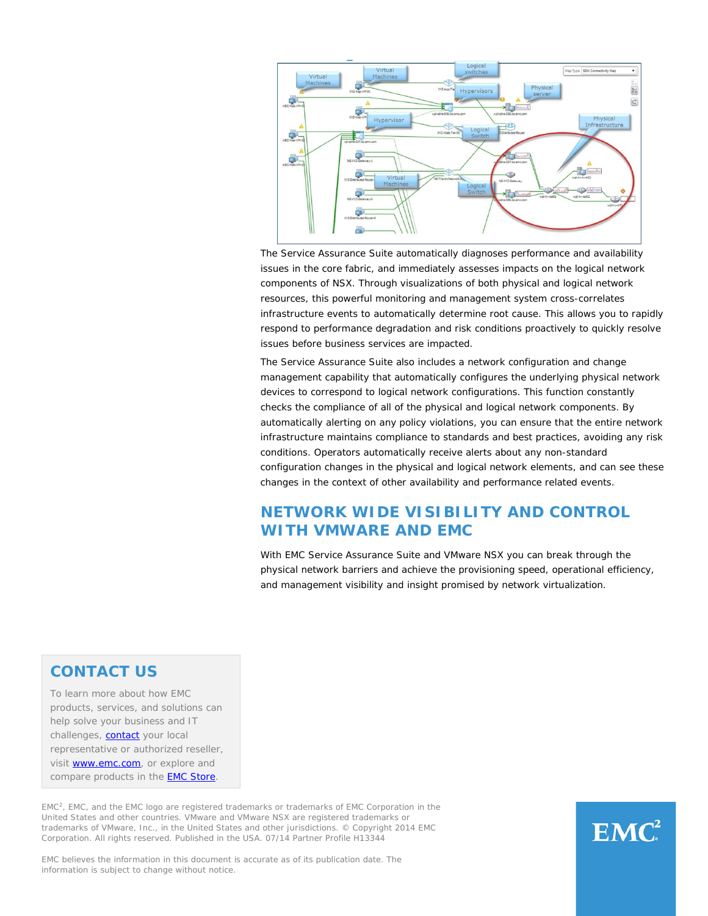The Service Assurance Suite automatically diagnoses performance and availability issues in the core fabric, and immediately assesses impacts on the logical network components of NSX. Through visualizations of both physical and logical network resources, this powerful monitoring and management system cross-correlates infrastructure events to automatically determine root cause. This allows you to rapidly respond to performance degradation and risk conditions proactively to quickly resolve issues before business services are impacted.

The Service Assurance Suite also includes a network configuration and change management capability that automatically configures the underlying physical network devices to correspond to logical network configurations. This function constantly checks the compliance of all of the physical and logical network components. By automatically alerting on any policy violations, you can ensure that the entire network infrastructure maintains compliance to standards and best practices, avoiding any risk conditions. Operators automatically receive alerts about any non-standard configuration changes in the physical and logical network elements, and can see these changes in the context of other availability and performance related events.

## NETWORK WIDE VISIBILITY AND CONTROL WITH VMWARE AND EMC

With EMC Service Assurance Suite and VMware NSX you can break through the physical network barriers and achieve the provisioning speed, operational efficiency, and management visibility and insight promised by network virtualization.

## CONTACT US

To learn more about how EMC products, services, and solutions can help solve your business and IT challenges, contact your local representative or authorized reseller, visit www.emc.com, or explore and compare products in the EMC Store.

EMC[2], EMC, and the EMC logo are registered trademarks or trademarks of EMC Corporation in the United States and other countries. VMware and VMware NSX are registered trademarks or trademarks of VMware, Inc., in the United States and other jurisdictions. © Copyright 2014 EMC Corporation. All rights reserved. Published in the USA. 07/14 Partner Profile H13344

EMC believes the information in this document is accurate as of its publication date. The information is subject to change without notice.